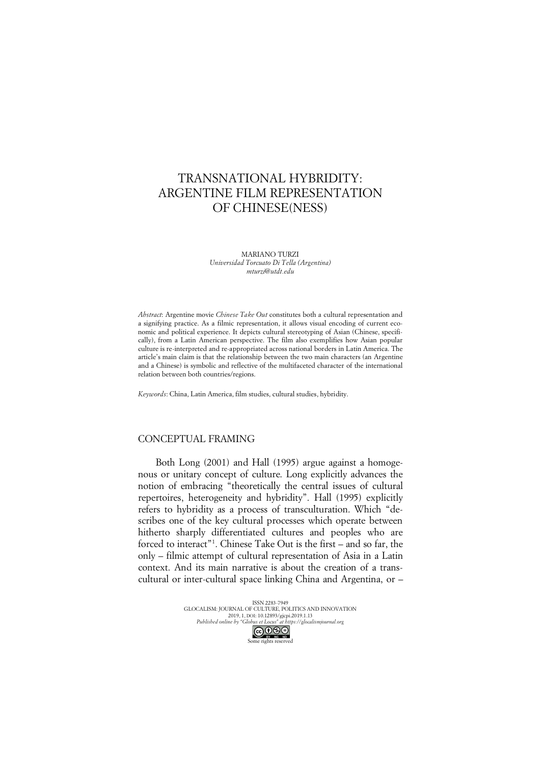# TRANSNATIONAL HYBRIDITY: ARGENTINE FILM REPRESENTATION OF CHINESE(NESS)

MARIANO TURZI
*Universidad Torcuato Di Tella (Argentina)*
*mturzi@utdt.edu*

*Abstract*: Argentine movie *Chinese Take Out* constitutes both a cultural representation and a signifying practice. As a filmic representation, it allows visual encoding of current economic and political experience. It depicts cultural stereotyping of Asian (Chinese, specifically), from a Latin American perspective. The film also exemplifies how Asian popular culture is re-interpreted and re-appropriated across national borders in Latin America. The article's main claim is that the relationship between the two main characters (an Argentine and a Chinese) is symbolic and reflective of the multifaceted character of the international relation between both countries/regions.

*Keywords*: China, Latin America, film studies, cultural studies, hybridity.

## CONCEPTUAL FRAMING

Both Long (2001) and Hall (1995) argue against a homogenous or unitary concept of culture. Long explicitly advances the notion of embracing "theoretically the central issues of cultural repertoires, heterogeneity and hybridity". Hall (1995) explicitly refers to hybridity as a process of transculturation. Which "describes one of the key cultural processes which operate between hitherto sharply differentiated cultures and peoples who are forced to interact"[1]. Chinese Take Out is the first – and so far, the only – filmic attempt of cultural representation of Asia in a Latin context. And its main narrative is about the creation of a trans-cultural or inter-cultural space linking China and Argentina, or –

ISSN 2283-7949
GLOCALISM: JOURNAL OF CULTURE, POLITICS AND INNOVATION
2019, 1, DOI: 10.12893/gjcpi.2019.1.13
*Published online by "Globus et Locus" at https://glocalismjournal.org*
Some rights reserved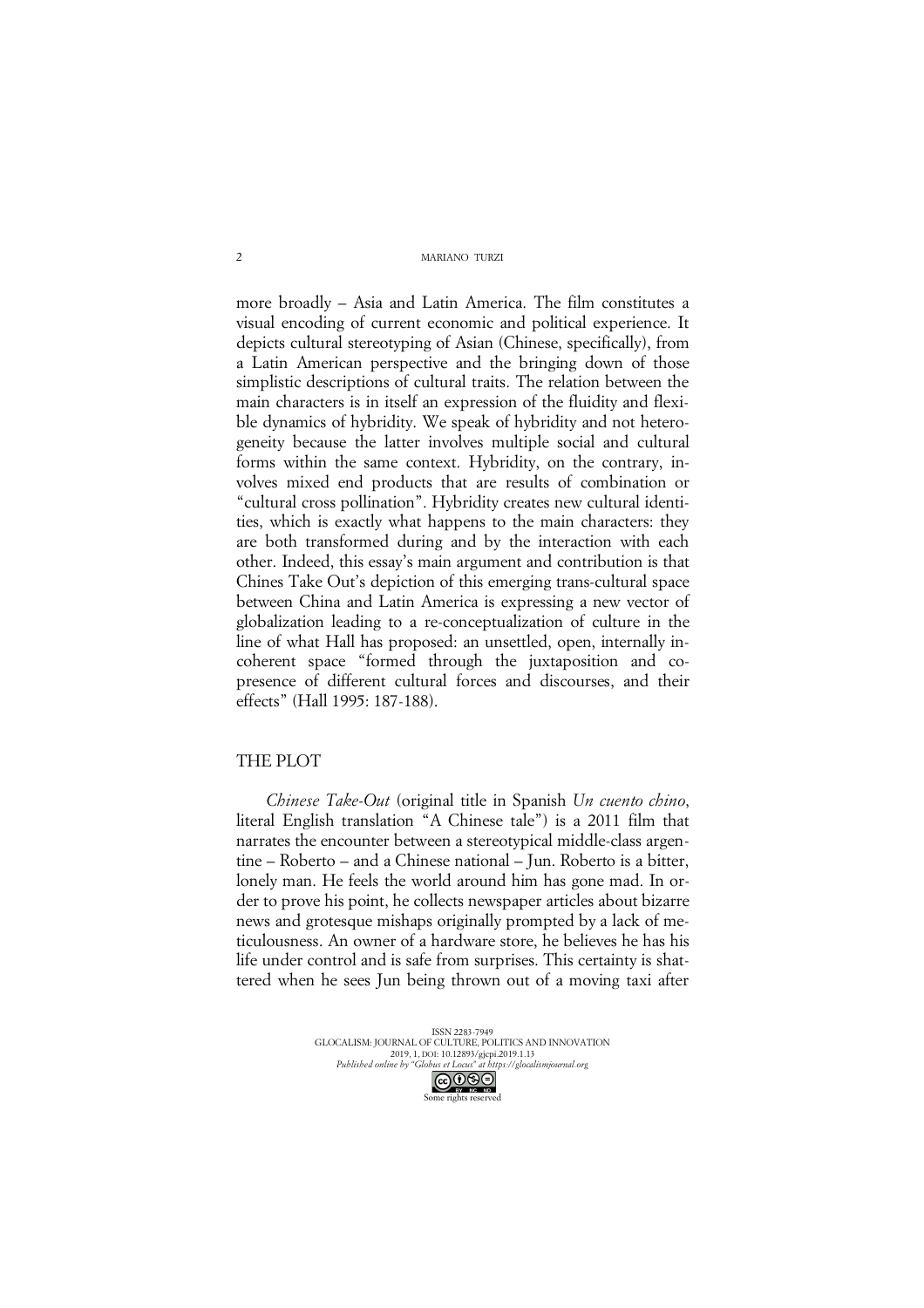more broadly – Asia and Latin America. The film constitutes a visual encoding of current economic and political experience. It depicts cultural stereotyping of Asian (Chinese, specifically), from a Latin American perspective and the bringing down of those simplistic descriptions of cultural traits. The relation between the main characters is in itself an expression of the fluidity and flexible dynamics of hybridity. We speak of hybridity and not heterogeneity because the latter involves multiple social and cultural forms within the same context. Hybridity, on the contrary, involves mixed end products that are results of combination or "cultural cross pollination". Hybridity creates new cultural identities, which is exactly what happens to the main characters: they are both transformed during and by the interaction with each other. Indeed, this essay's main argument and contribution is that Chines Take Out's depiction of this emerging trans-cultural space between China and Latin America is expressing a new vector of globalization leading to a re-conceptualization of culture in the line of what Hall has proposed: an unsettled, open, internally incoherent space "formed through the juxtaposition and co-presence of different cultural forces and discourses, and their effects" (Hall 1995: 187-188).

## THE PLOT

*Chinese Take-Out* (original title in Spanish *Un cuento chino*, literal English translation "A Chinese tale") is a 2011 film that narrates the encounter between a stereotypical middle-class argentine – Roberto – and a Chinese national – Jun. Roberto is a bitter, lonely man. He feels the world around him has gone mad. In order to prove his point, he collects newspaper articles about bizarre news and grotesque mishaps originally prompted by a lack of meticulousness. An owner of a hardware store, he believes he has his life under control and is safe from surprises. This certainty is shattered when he sees Jun being thrown out of a moving taxi after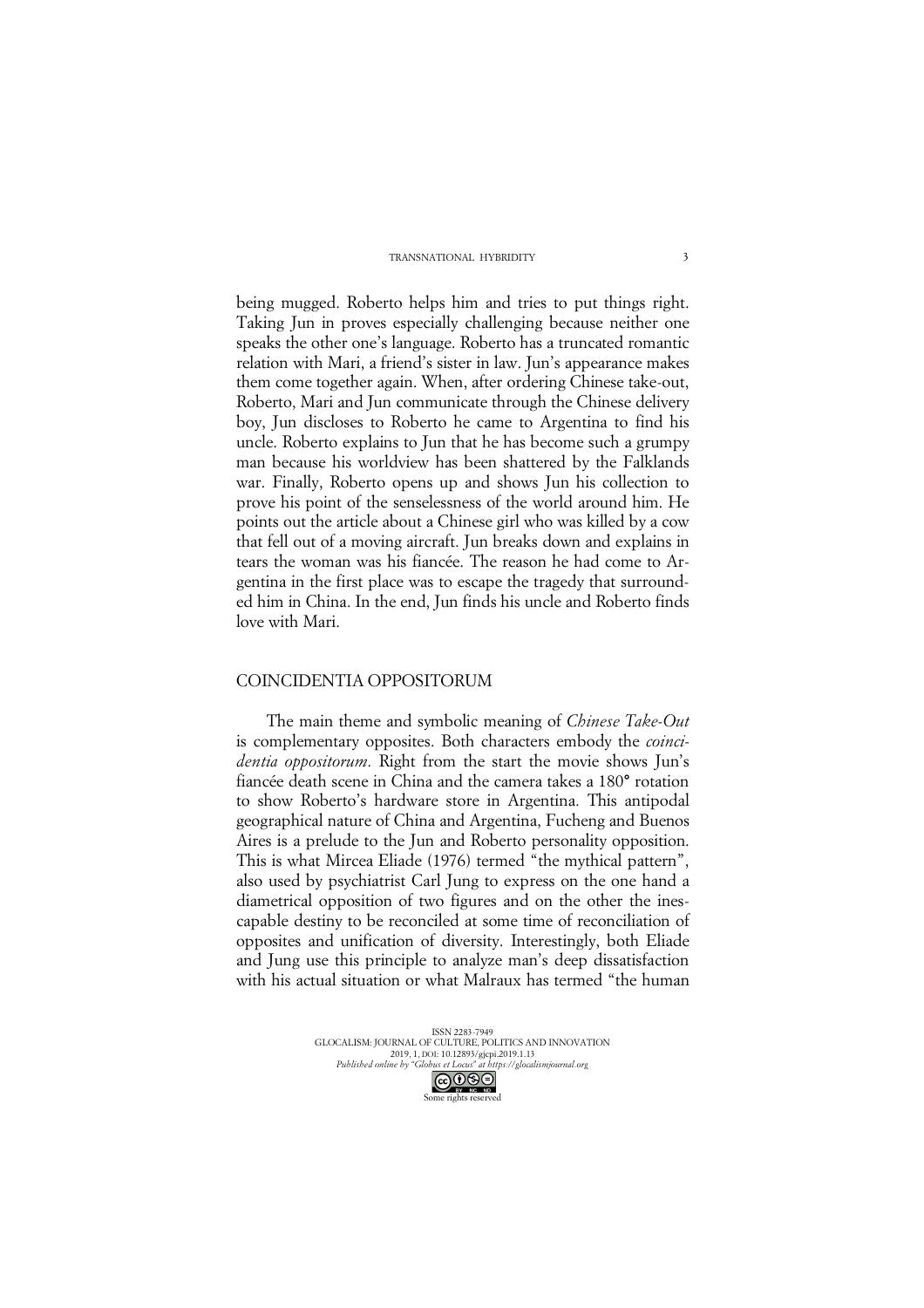being mugged. Roberto helps him and tries to put things right. Taking Jun in proves especially challenging because neither one speaks the other one's language. Roberto has a truncated romantic relation with Mari, a friend's sister in law. Jun's appearance makes them come together again. When, after ordering Chinese take-out, Roberto, Mari and Jun communicate through the Chinese delivery boy, Jun discloses to Roberto he came to Argentina to find his uncle. Roberto explains to Jun that he has become such a grumpy man because his worldview has been shattered by the Falklands war. Finally, Roberto opens up and shows Jun his collection to prove his point of the senselessness of the world around him. He points out the article about a Chinese girl who was killed by a cow that fell out of a moving aircraft. Jun breaks down and explains in tears the woman was his fiancée. The reason he had come to Argentina in the first place was to escape the tragedy that surrounded him in China. In the end, Jun finds his uncle and Roberto finds love with Mari.

## COINCIDENTIA OPPOSITORUM

The main theme and symbolic meaning of *Chinese Take-Out* is complementary opposites. Both characters embody the *coincidentia oppositorum*. Right from the start the movie shows Jun's fiancée death scene in China and the camera takes a 180° rotation to show Roberto's hardware store in Argentina. This antipodal geographical nature of China and Argentina, Fucheng and Buenos Aires is a prelude to the Jun and Roberto personality opposition. This is what Mircea Eliade (1976) termed "the mythical pattern", also used by psychiatrist Carl Jung to express on the one hand a diametrical opposition of two figures and on the other the inescapable destiny to be reconciled at some time of reconciliation of opposites and unification of diversity. Interestingly, both Eliade and Jung use this principle to analyze man's deep dissatisfaction with his actual situation or what Malraux has termed "the human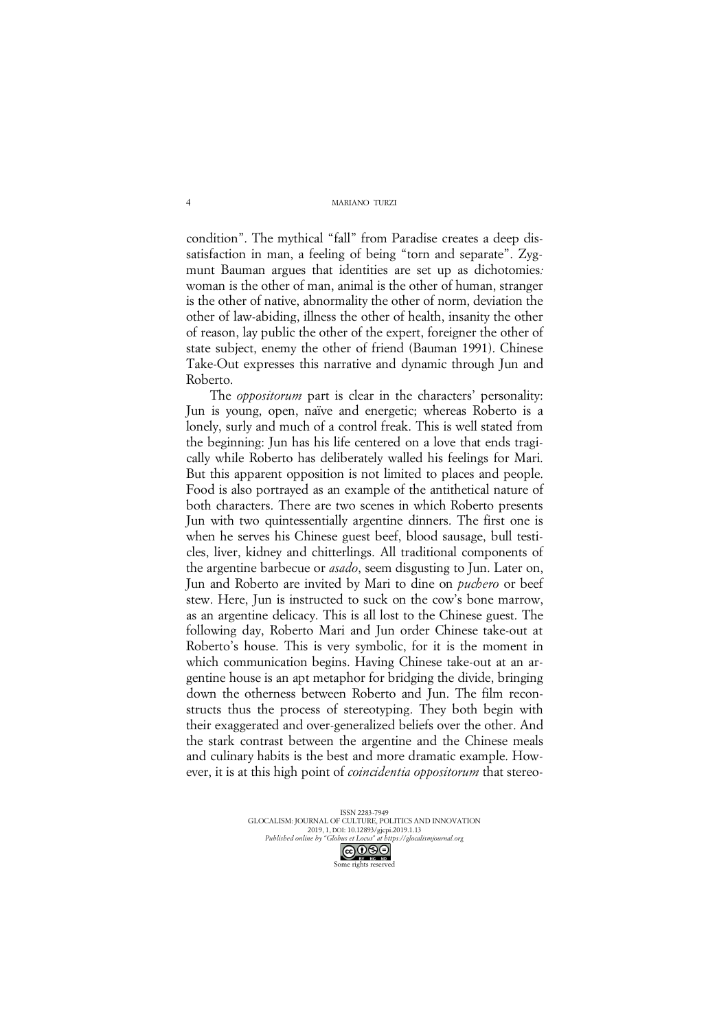condition". The mythical "fall" from Paradise creates a deep dissatisfaction in man, a feeling of being "torn and separate". Zygmunt Bauman argues that identities are set up as dichotomies*:* woman is the other of man, animal is the other of human, stranger is the other of native, abnormality the other of norm, deviation the other of law-abiding, illness the other of health, insanity the other of reason, lay public the other of the expert, foreigner the other of state subject, enemy the other of friend (Bauman 1991). Chinese Take-Out expresses this narrative and dynamic through Jun and Roberto.

The *oppositorum* part is clear in the characters' personality: Jun is young, open, naïve and energetic; whereas Roberto is a lonely, surly and much of a control freak. This is well stated from the beginning: Jun has his life centered on a love that ends tragically while Roberto has deliberately walled his feelings for Mari. But this apparent opposition is not limited to places and people. Food is also portrayed as an example of the antithetical nature of both characters. There are two scenes in which Roberto presents Jun with two quintessentially argentine dinners. The first one is when he serves his Chinese guest beef, blood sausage, bull testicles, liver, kidney and chitterlings. All traditional components of the argentine barbecue or *asado*, seem disgusting to Jun. Later on, Jun and Roberto are invited by Mari to dine on *puchero* or beef stew. Here, Jun is instructed to suck on the cow's bone marrow, as an argentine delicacy. This is all lost to the Chinese guest. The following day, Roberto Mari and Jun order Chinese take-out at Roberto's house. This is very symbolic, for it is the moment in which communication begins. Having Chinese take-out at an argentine house is an apt metaphor for bridging the divide, bringing down the otherness between Roberto and Jun. The film reconstructs thus the process of stereotyping. They both begin with their exaggerated and over-generalized beliefs over the other. And the stark contrast between the argentine and the Chinese meals and culinary habits is the best and more dramatic example. However, it is at this high point of *coincidentia oppositorum* that stereo-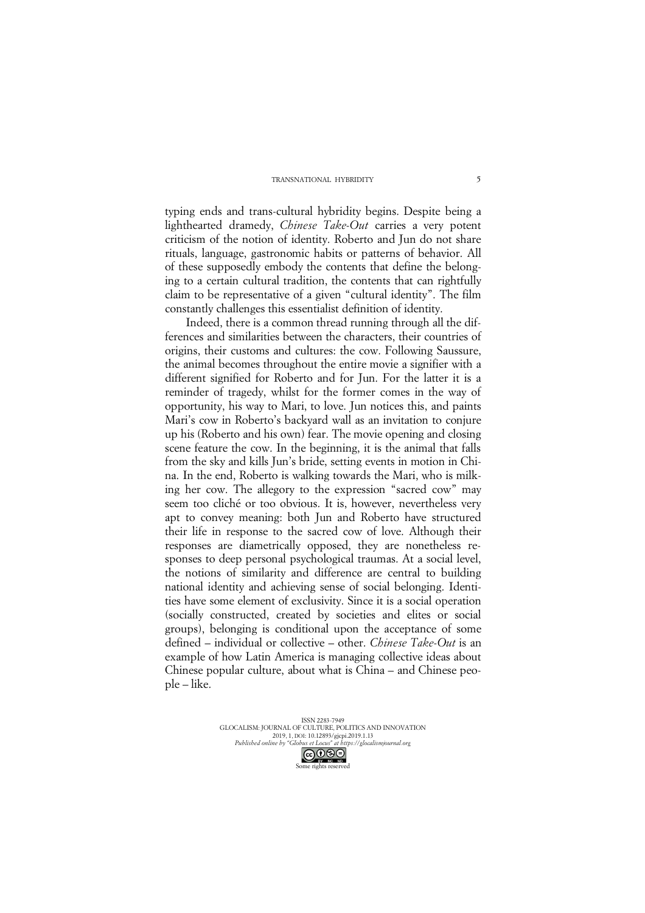typing ends and trans-cultural hybridity begins. Despite being a lighthearted dramedy, *Chinese Take-Out* carries a very potent criticism of the notion of identity. Roberto and Jun do not share rituals, language, gastronomic habits or patterns of behavior. All of these supposedly embody the contents that define the belonging to a certain cultural tradition, the contents that can rightfully claim to be representative of a given "cultural identity". The film constantly challenges this essentialist definition of identity.

Indeed, there is a common thread running through all the differences and similarities between the characters, their countries of origins, their customs and cultures: the cow. Following Saussure, the animal becomes throughout the entire movie a signifier with a different signified for Roberto and for Jun. For the latter it is a reminder of tragedy, whilst for the former comes in the way of opportunity, his way to Mari, to love. Jun notices this, and paints Mari's cow in Roberto's backyard wall as an invitation to conjure up his (Roberto and his own) fear. The movie opening and closing scene feature the cow. In the beginning, it is the animal that falls from the sky and kills Jun's bride, setting events in motion in China. In the end, Roberto is walking towards the Mari, who is milking her cow. The allegory to the expression "sacred cow" may seem too cliché or too obvious. It is, however, nevertheless very apt to convey meaning: both Jun and Roberto have structured their life in response to the sacred cow of love. Although their responses are diametrically opposed, they are nonetheless responses to deep personal psychological traumas. At a social level, the notions of similarity and difference are central to building national identity and achieving sense of social belonging. Identities have some element of exclusivity. Since it is a social operation (socially constructed, created by societies and elites or social groups), belonging is conditional upon the acceptance of some defined – individual or collective – other. *Chinese Take-Out* is an example of how Latin America is managing collective ideas about Chinese popular culture, about what is China – and Chinese people – like.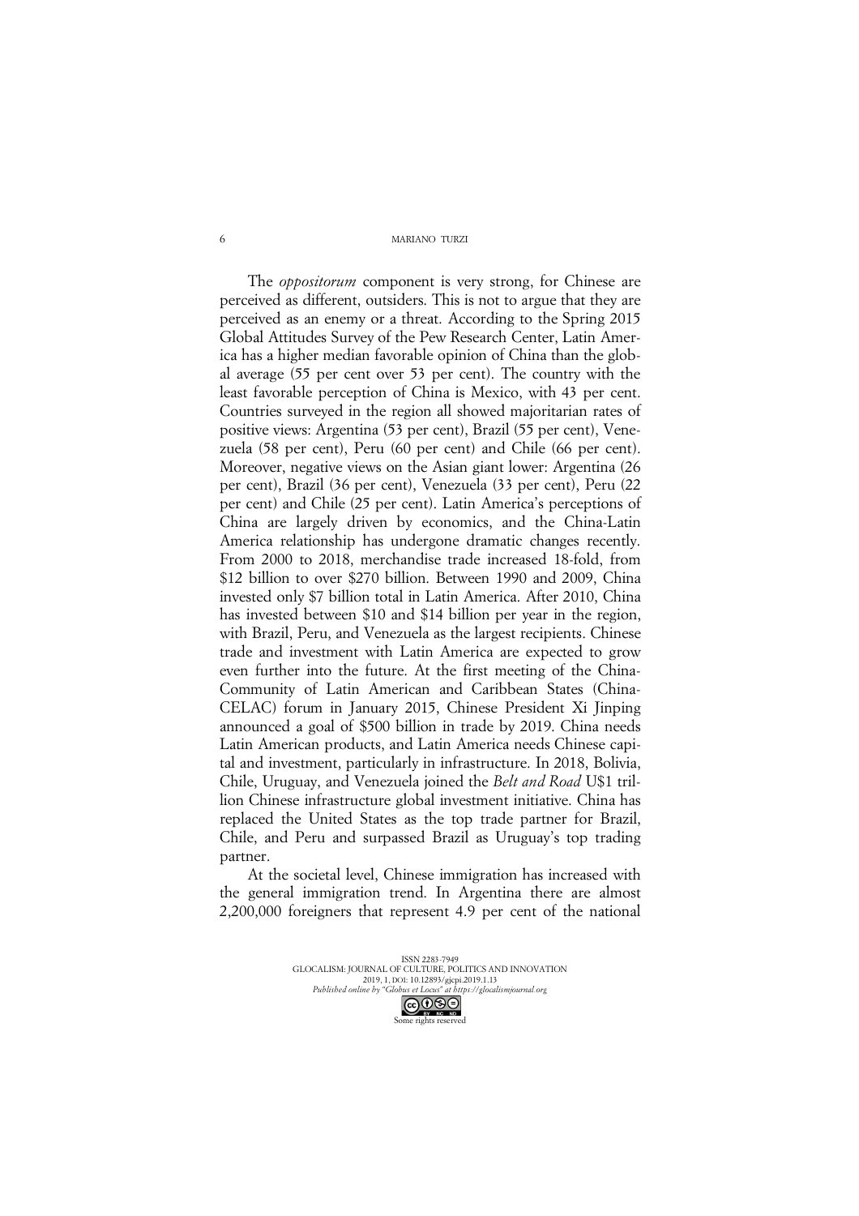The *oppositorum* component is very strong, for Chinese are perceived as different, outsiders. This is not to argue that they are perceived as an enemy or a threat. According to the Spring 2015 Global Attitudes Survey of the Pew Research Center, Latin America has a higher median favorable opinion of China than the global average (55 per cent over 53 per cent). The country with the least favorable perception of China is Mexico, with 43 per cent. Countries surveyed in the region all showed majoritarian rates of positive views: Argentina (53 per cent), Brazil (55 per cent), Venezuela (58 per cent), Peru (60 per cent) and Chile (66 per cent). Moreover, negative views on the Asian giant lower: Argentina (26 per cent), Brazil (36 per cent), Venezuela (33 per cent), Peru (22 per cent) and Chile (25 per cent). Latin America's perceptions of China are largely driven by economics, and the China-Latin America relationship has undergone dramatic changes recently. From 2000 to 2018, merchandise trade increased 18-fold, from \$12 billion to over \$270 billion. Between 1990 and 2009, China invested only \$7 billion total in Latin America. After 2010, China has invested between \$10 and \$14 billion per year in the region, with Brazil, Peru, and Venezuela as the largest recipients. Chinese trade and investment with Latin America are expected to grow even further into the future. At the first meeting of the China-Community of Latin American and Caribbean States (China-CELAC) forum in January 2015, Chinese President Xi Jinping announced a goal of \$500 billion in trade by 2019. China needs Latin American products, and Latin America needs Chinese capital and investment, particularly in infrastructure. In 2018, Bolivia, Chile, Uruguay, and Venezuela joined the *Belt and Road* U\$1 trillion Chinese infrastructure global investment initiative. China has replaced the United States as the top trade partner for Brazil, Chile, and Peru and surpassed Brazil as Uruguay's top trading partner.

At the societal level, Chinese immigration has increased with the general immigration trend. In Argentina there are almost 2,200,000 foreigners that represent 4.9 per cent of the national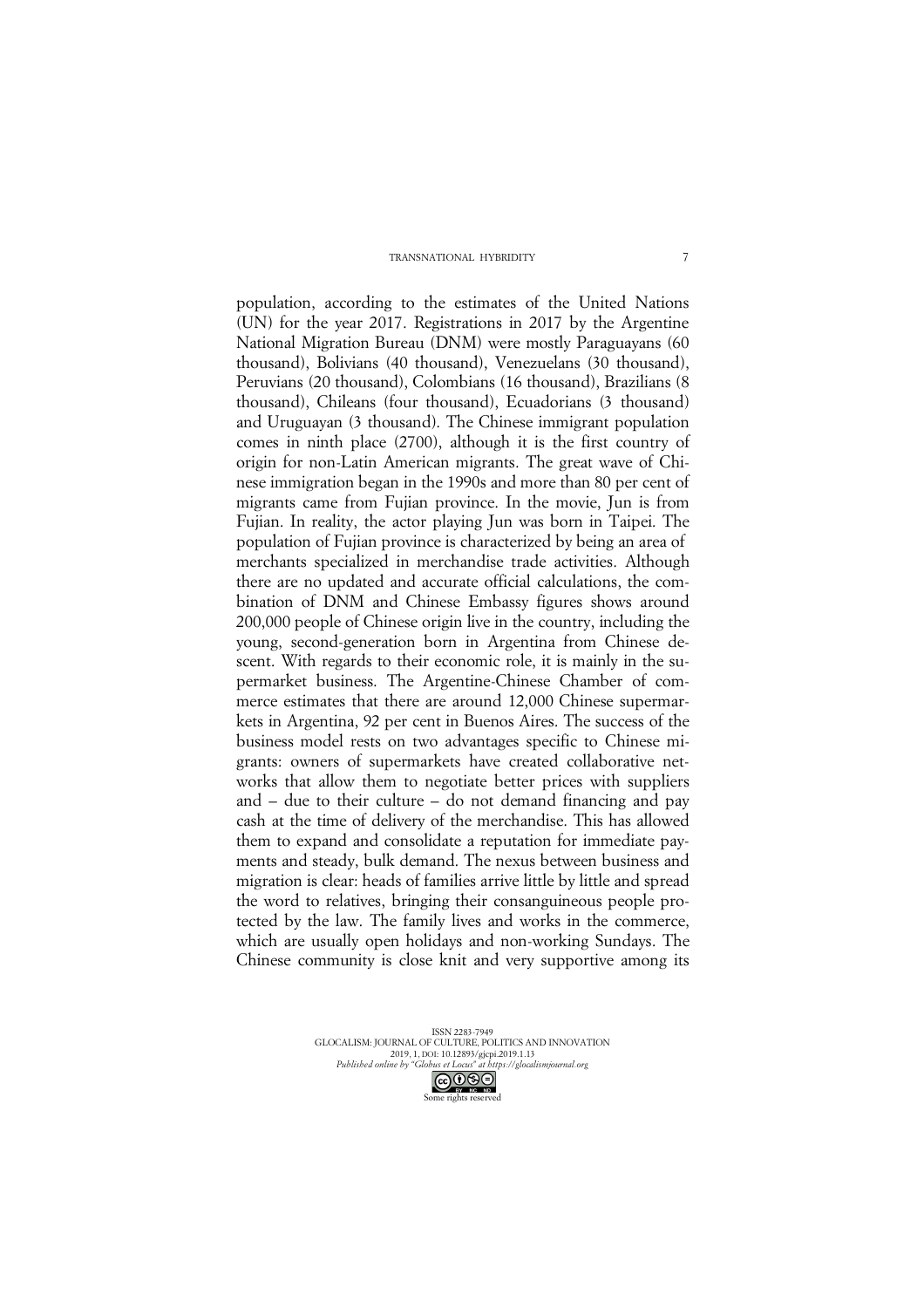population, according to the estimates of the United Nations (UN) for the year 2017. Registrations in 2017 by the Argentine National Migration Bureau (DNM) were mostly Paraguayans (60 thousand), Bolivians (40 thousand), Venezuelans (30 thousand), Peruvians (20 thousand), Colombians (16 thousand), Brazilians (8 thousand), Chileans (four thousand), Ecuadorians (3 thousand) and Uruguayan (3 thousand). The Chinese immigrant population comes in ninth place (2700), although it is the first country of origin for non-Latin American migrants. The great wave of Chinese immigration began in the 1990s and more than 80 per cent of migrants came from Fujian province. In the movie, Jun is from Fujian. In reality, the actor playing Jun was born in Taipei. The population of Fujian province is characterized by being an area of merchants specialized in merchandise trade activities. Although there are no updated and accurate official calculations, the combination of DNM and Chinese Embassy figures shows around 200,000 people of Chinese origin live in the country, including the young, second-generation born in Argentina from Chinese descent. With regards to their economic role, it is mainly in the supermarket business. The Argentine-Chinese Chamber of commerce estimates that there are around 12,000 Chinese supermarkets in Argentina, 92 per cent in Buenos Aires. The success of the business model rests on two advantages specific to Chinese migrants: owners of supermarkets have created collaborative networks that allow them to negotiate better prices with suppliers and – due to their culture – do not demand financing and pay cash at the time of delivery of the merchandise. This has allowed them to expand and consolidate a reputation for immediate payments and steady, bulk demand. The nexus between business and migration is clear: heads of families arrive little by little and spread the word to relatives, bringing their consanguineous people protected by the law. The family lives and works in the commerce, which are usually open holidays and non-working Sundays. The Chinese community is close knit and very supportive among its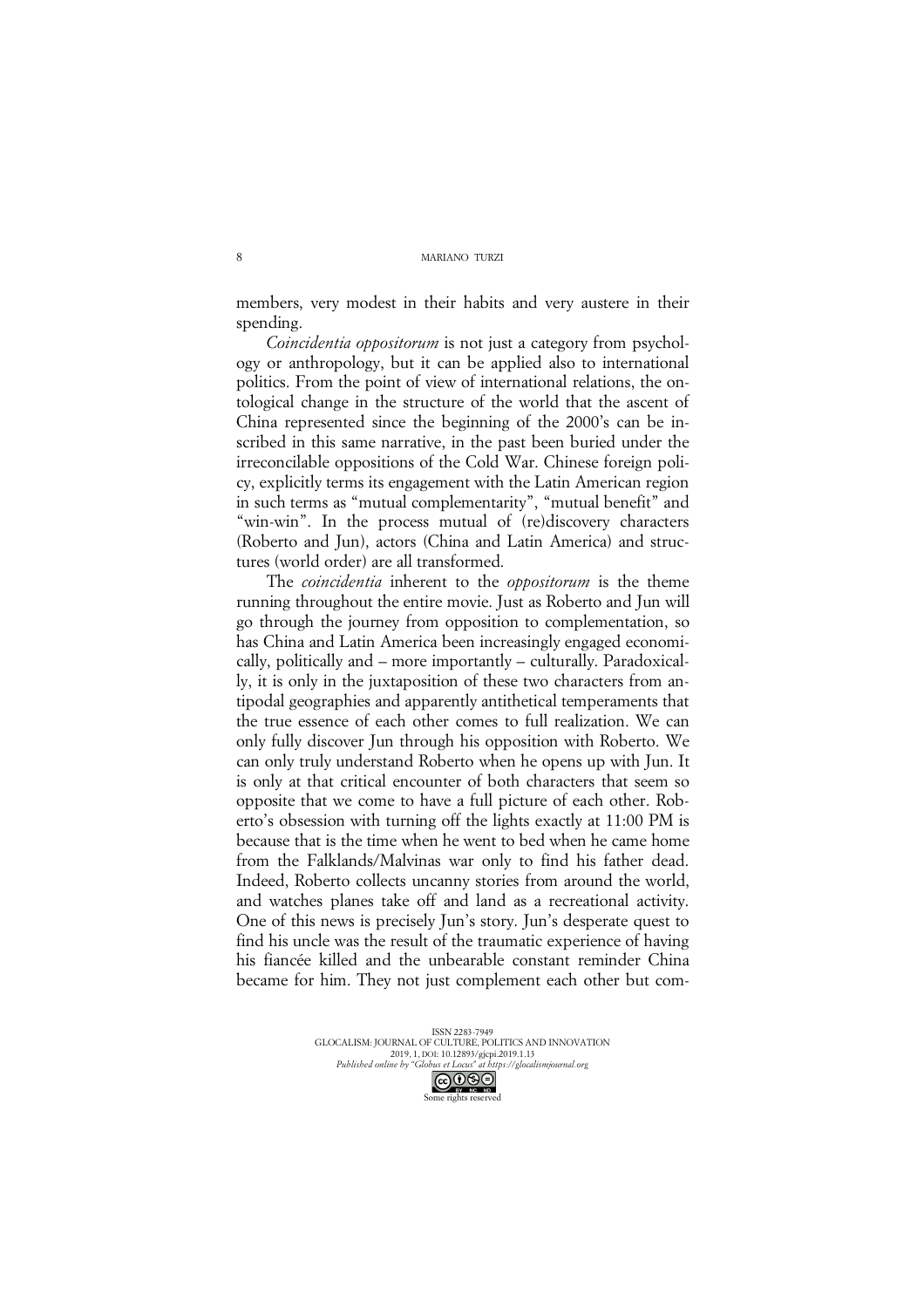members, very modest in their habits and very austere in their spending.

*Coincidentia oppositorum* is not just a category from psychology or anthropology, but it can be applied also to international politics. From the point of view of international relations, the ontological change in the structure of the world that the ascent of China represented since the beginning of the 2000's can be inscribed in this same narrative, in the past been buried under the irreconcilable oppositions of the Cold War. Chinese foreign policy, explicitly terms its engagement with the Latin American region in such terms as "mutual complementarity", "mutual benefit" and "win-win". In the process mutual of (re)discovery characters (Roberto and Jun), actors (China and Latin America) and structures (world order) are all transformed.

The *coincidentia* inherent to the *oppositorum* is the theme running throughout the entire movie. Just as Roberto and Jun will go through the journey from opposition to complementation, so has China and Latin America been increasingly engaged economically, politically and – more importantly – culturally. Paradoxically, it is only in the juxtaposition of these two characters from antipodal geographies and apparently antithetical temperaments that the true essence of each other comes to full realization. We can only fully discover Jun through his opposition with Roberto. We can only truly understand Roberto when he opens up with Jun. It is only at that critical encounter of both characters that seem so opposite that we come to have a full picture of each other. Roberto's obsession with turning off the lights exactly at 11:00 PM is because that is the time when he went to bed when he came home from the Falklands/Malvinas war only to find his father dead. Indeed, Roberto collects uncanny stories from around the world, and watches planes take off and land as a recreational activity. One of this news is precisely Jun's story. Jun's desperate quest to find his uncle was the result of the traumatic experience of having his fiancée killed and the unbearable constant reminder China became for him. They not just complement each other but com-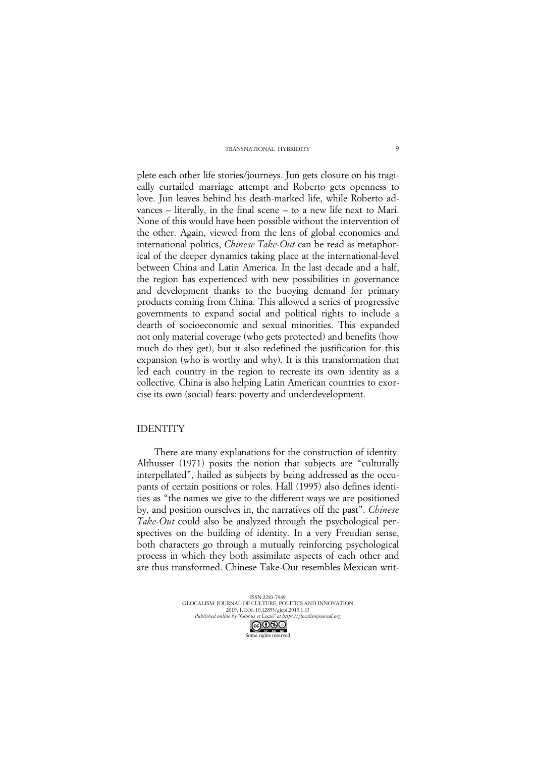plete each other life stories/journeys. Jun gets closure on his tragically curtailed marriage attempt and Roberto gets openness to love. Jun leaves behind his death-marked life, while Roberto advances – literally, in the final scene – to a new life next to Mari. None of this would have been possible without the intervention of the other. Again, viewed from the lens of global economics and international politics, *Chinese Take-Out* can be read as metaphorical of the deeper dynamics taking place at the international-level between China and Latin America. In the last decade and a half, the region has experienced with new possibilities in governance and development thanks to the buoying demand for primary products coming from China. This allowed a series of progressive governments to expand social and political rights to include a dearth of socioeconomic and sexual minorities. This expanded not only material coverage (who gets protected) and benefits (how much do they get), but it also redefined the justification for this expansion (who is worthy and why). It is this transformation that led each country in the region to recreate its own identity as a collective. China is also helping Latin American countries to exorcise its own (social) fears: poverty and underdevelopment.

## IDENTITY

There are many explanations for the construction of identity. Althusser (1971) posits the notion that subjects are "culturally interpellated", hailed as subjects by being addressed as the occupants of certain positions or roles. Hall (1995) also defines identities as "the names we give to the different ways we are positioned by, and position ourselves in, the narratives off the past". *Chinese Take-Out* could also be analyzed through the psychological perspectives on the building of identity. In a very Freudian sense, both characters go through a mutually reinforcing psychological process in which they both assimilate aspects of each other and are thus transformed. Chinese Take-Out resembles Mexican writ-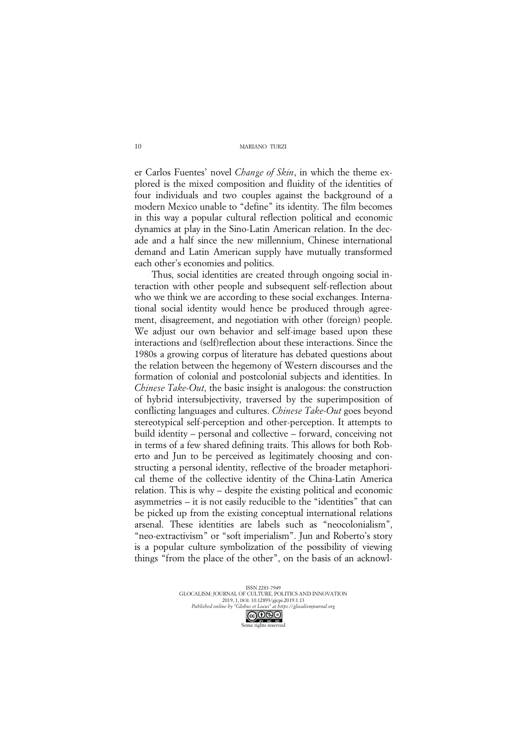er Carlos Fuentes' novel *Change of Skin*, in which the theme explored is the mixed composition and fluidity of the identities of four individuals and two couples against the background of a modern Mexico unable to "define" its identity. The film becomes in this way a popular cultural reflection political and economic dynamics at play in the Sino-Latin American relation. In the decade and a half since the new millennium, Chinese international demand and Latin American supply have mutually transformed each other's economies and politics.

Thus, social identities are created through ongoing social interaction with other people and subsequent self-reflection about who we think we are according to these social exchanges. International social identity would hence be produced through agreement, disagreement, and negotiation with other (foreign) people. We adjust our own behavior and self-image based upon these interactions and (self)reflection about these interactions. Since the 1980s a growing corpus of literature has debated questions about the relation between the hegemony of Western discourses and the formation of colonial and postcolonial subjects and identities. In *Chinese Take-Out*, the basic insight is analogous: the construction of hybrid intersubjectivity, traversed by the superimposition of conflicting languages and cultures. *Chinese Take-Out* goes beyond stereotypical self-perception and other-perception. It attempts to build identity – personal and collective – forward, conceiving not in terms of a few shared defining traits. This allows for both Roberto and Jun to be perceived as legitimately choosing and constructing a personal identity, reflective of the broader metaphorical theme of the collective identity of the China-Latin America relation. This is why – despite the existing political and economic asymmetries – it is not easily reducible to the "identities" that can be picked up from the existing conceptual international relations arsenal. These identities are labels such as "neocolonialism", "neo-extractivism" or "soft imperialism". Jun and Roberto's story is a popular culture symbolization of the possibility of viewing things "from the place of the other", on the basis of an acknowl-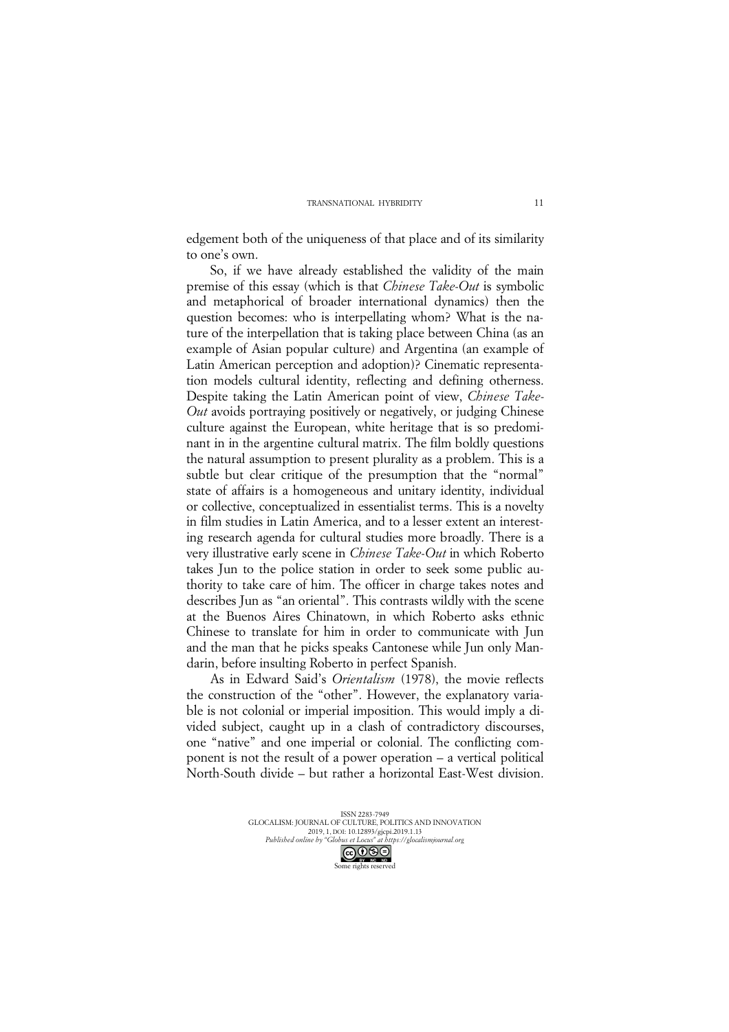edgement both of the uniqueness of that place and of its similarity to one's own.

So, if we have already established the validity of the main premise of this essay (which is that *Chinese Take-Out* is symbolic and metaphorical of broader international dynamics) then the question becomes: who is interpellating whom? What is the nature of the interpellation that is taking place between China (as an example of Asian popular culture) and Argentina (an example of Latin American perception and adoption)? Cinematic representation models cultural identity, reflecting and defining otherness. Despite taking the Latin American point of view, *Chinese Take-Out* avoids portraying positively or negatively, or judging Chinese culture against the European, white heritage that is so predominant in in the argentine cultural matrix. The film boldly questions the natural assumption to present plurality as a problem. This is a subtle but clear critique of the presumption that the "normal" state of affairs is a homogeneous and unitary identity, individual or collective, conceptualized in essentialist terms. This is a novelty in film studies in Latin America, and to a lesser extent an interesting research agenda for cultural studies more broadly. There is a very illustrative early scene in *Chinese Take-Out* in which Roberto takes Jun to the police station in order to seek some public authority to take care of him. The officer in charge takes notes and describes Jun as "an oriental". This contrasts wildly with the scene at the Buenos Aires Chinatown, in which Roberto asks ethnic Chinese to translate for him in order to communicate with Jun and the man that he picks speaks Cantonese while Jun only Mandarin, before insulting Roberto in perfect Spanish.

As in Edward Said's *Orientalism* (1978), the movie reflects the construction of the "other". However, the explanatory variable is not colonial or imperial imposition. This would imply a divided subject, caught up in a clash of contradictory discourses, one "native" and one imperial or colonial. The conflicting component is not the result of a power operation – a vertical political North-South divide – but rather a horizontal East-West division.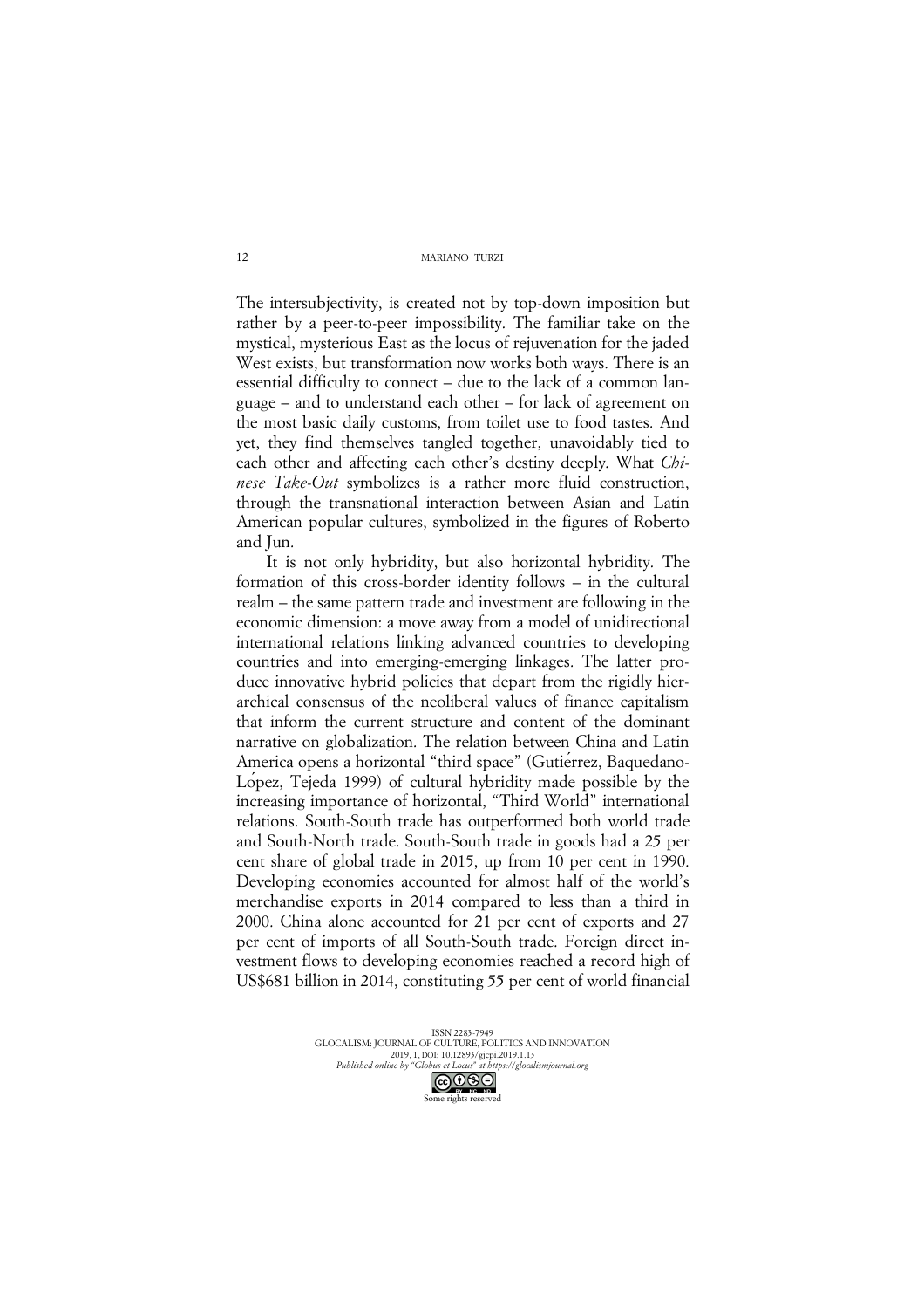The intersubjectivity, is created not by top-down imposition but rather by a peer-to-peer impossibility. The familiar take on the mystical, mysterious East as the locus of rejuvenation for the jaded West exists, but transformation now works both ways. There is an essential difficulty to connect – due to the lack of a common language – and to understand each other – for lack of agreement on the most basic daily customs, from toilet use to food tastes. And yet, they find themselves tangled together, unavoidably tied to each other and affecting each other's destiny deeply. What *Chinese Take-Out* symbolizes is a rather more fluid construction, through the transnational interaction between Asian and Latin American popular cultures, symbolized in the figures of Roberto and Jun.

It is not only hybridity, but also horizontal hybridity. The formation of this cross-border identity follows – in the cultural realm – the same pattern trade and investment are following in the economic dimension: a move away from a model of unidirectional international relations linking advanced countries to developing countries and into emerging-emerging linkages. The latter produce innovative hybrid policies that depart from the rigidly hierarchical consensus of the neoliberal values of finance capitalism that inform the current structure and content of the dominant narrative on globalization. The relation between China and Latin America opens a horizontal "third space" (Gutiérrez, Baquedano-López, Tejeda 1999) of cultural hybridity made possible by the increasing importance of horizontal, "Third World" international relations. South-South trade has outperformed both world trade and South-North trade. South-South trade in goods had a 25 per cent share of global trade in 2015, up from 10 per cent in 1990. Developing economies accounted for almost half of the world's merchandise exports in 2014 compared to less than a third in 2000. China alone accounted for 21 per cent of exports and 27 per cent of imports of all South-South trade. Foreign direct investment flows to developing economies reached a record high of US$681 billion in 2014, constituting 55 per cent of world financial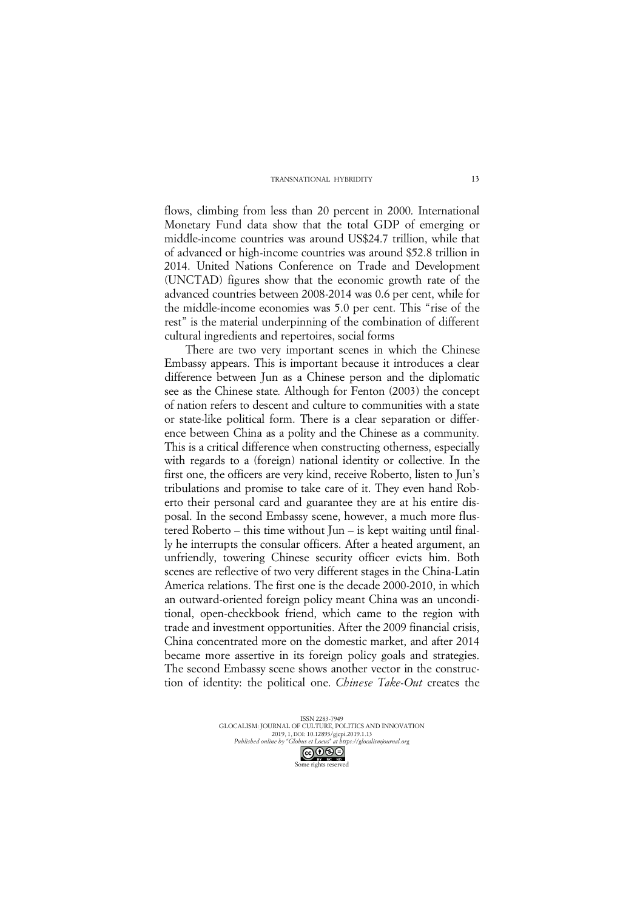flows, climbing from less than 20 percent in 2000. International Monetary Fund data show that the total GDP of emerging or middle-income countries was around US$24.7 trillion, while that of advanced or high-income countries was around $52.8 trillion in 2014. United Nations Conference on Trade and Development (UNCTAD) figures show that the economic growth rate of the advanced countries between 2008-2014 was 0.6 per cent, while for the middle-income economies was 5.0 per cent. This "rise of the rest" is the material underpinning of the combination of different cultural ingredients and repertoires, social forms

There are two very important scenes in which the Chinese Embassy appears. This is important because it introduces a clear difference between Jun as a Chinese person and the diplomatic see as the Chinese state. Although for Fenton (2003) the concept of nation refers to descent and culture to communities with a state or state-like political form. There is a clear separation or difference between China as a polity and the Chinese as a community. This is a critical difference when constructing otherness, especially with regards to a (foreign) national identity or collective. In the first one, the officers are very kind, receive Roberto, listen to Jun's tribulations and promise to take care of it. They even hand Roberto their personal card and guarantee they are at his entire disposal. In the second Embassy scene, however, a much more flustered Roberto – this time without Jun – is kept waiting until finally he interrupts the consular officers. After a heated argument, an unfriendly, towering Chinese security officer evicts him. Both scenes are reflective of two very different stages in the China-Latin America relations. The first one is the decade 2000-2010, in which an outward-oriented foreign policy meant China was an unconditional, open-checkbook friend, which came to the region with trade and investment opportunities. After the 2009 financial crisis, China concentrated more on the domestic market, and after 2014 became more assertive in its foreign policy goals and strategies. The second Embassy scene shows another vector in the construction of identity: the political one. *Chinese Take-Out* creates the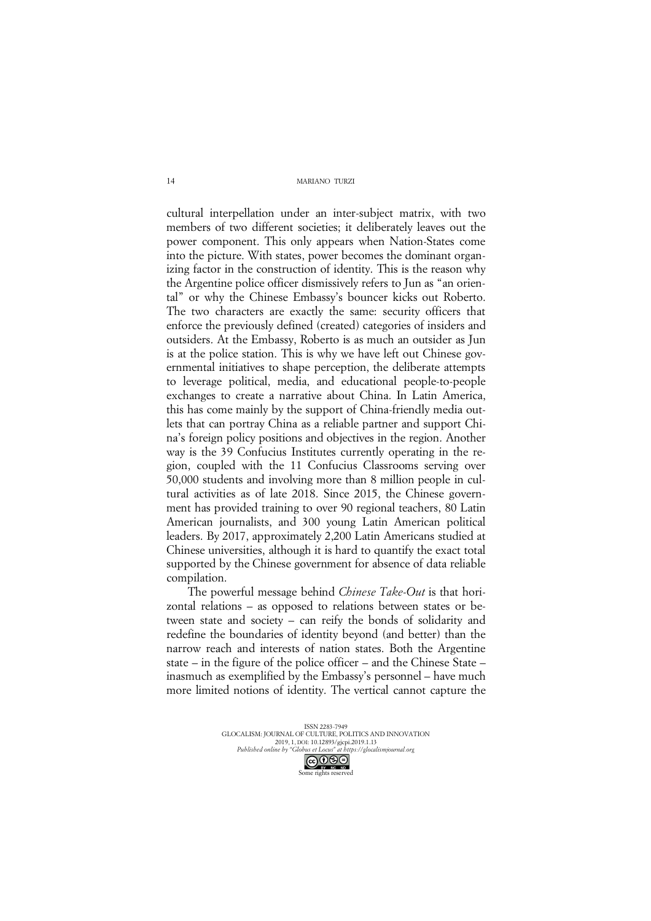cultural interpellation under an inter-subject matrix, with two members of two different societies; it deliberately leaves out the power component. This only appears when Nation-States come into the picture. With states, power becomes the dominant organizing factor in the construction of identity. This is the reason why the Argentine police officer dismissively refers to Jun as "an oriental" or why the Chinese Embassy's bouncer kicks out Roberto. The two characters are exactly the same: security officers that enforce the previously defined (created) categories of insiders and outsiders. At the Embassy, Roberto is as much an outsider as Jun is at the police station. This is why we have left out Chinese governmental initiatives to shape perception, the deliberate attempts to leverage political, media, and educational people-to-people exchanges to create a narrative about China. In Latin America, this has come mainly by the support of China-friendly media outlets that can portray China as a reliable partner and support China's foreign policy positions and objectives in the region. Another way is the 39 Confucius Institutes currently operating in the region, coupled with the 11 Confucius Classrooms serving over 50,000 students and involving more than 8 million people in cultural activities as of late 2018. Since 2015, the Chinese government has provided training to over 90 regional teachers, 80 Latin American journalists, and 300 young Latin American political leaders. By 2017, approximately 2,200 Latin Americans studied at Chinese universities, although it is hard to quantify the exact total supported by the Chinese government for absence of data reliable compilation.

The powerful message behind *Chinese Take-Out* is that horizontal relations – as opposed to relations between states or between state and society – can reify the bonds of solidarity and redefine the boundaries of identity beyond (and better) than the narrow reach and interests of nation states. Both the Argentine state – in the figure of the police officer – and the Chinese State – inasmuch as exemplified by the Embassy's personnel – have much more limited notions of identity. The vertical cannot capture the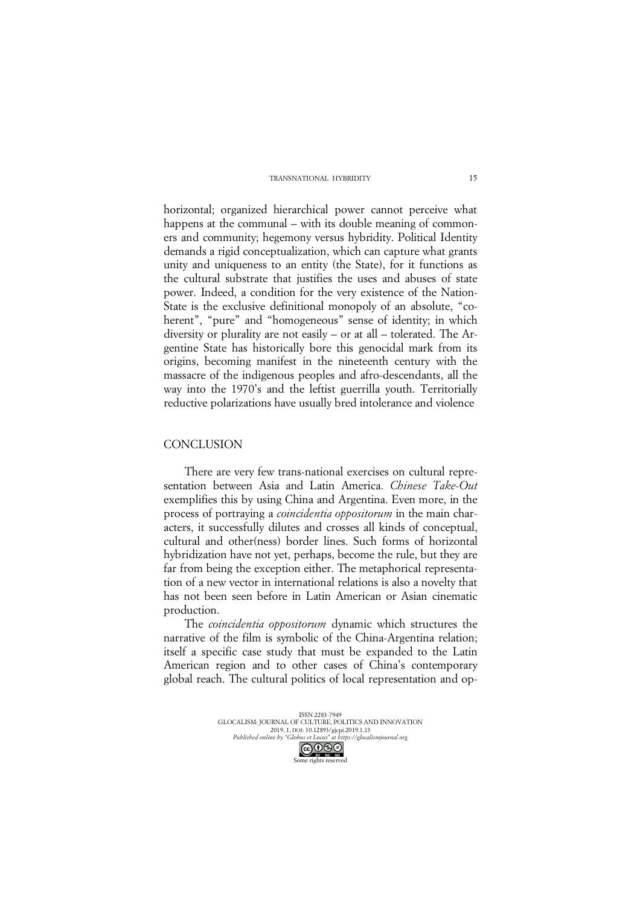horizontal; organized hierarchical power cannot perceive what happens at the communal – with its double meaning of commoners and community; hegemony versus hybridity. Political Identity demands a rigid conceptualization, which can capture what grants unity and uniqueness to an entity (the State), for it functions as the cultural substrate that justifies the uses and abuses of state power. Indeed, a condition for the very existence of the Nation-State is the exclusive definitional monopoly of an absolute, "coherent", "pure" and "homogeneous" sense of identity; in which diversity or plurality are not easily – or at all – tolerated. The Argentine State has historically bore this genocidal mark from its origins, becoming manifest in the nineteenth century with the massacre of the indigenous peoples and afro-descendants, all the way into the 1970's and the leftist guerrilla youth. Territorially reductive polarizations have usually bred intolerance and violence

## CONCLUSION

There are very few trans-national exercises on cultural representation between Asia and Latin America. *Chinese Take-Out* exemplifies this by using China and Argentina. Even more, in the process of portraying a *coincidentia oppositorum* in the main characters, it successfully dilutes and crosses all kinds of conceptual, cultural and other(ness) border lines. Such forms of horizontal hybridization have not yet, perhaps, become the rule, but they are far from being the exception either. The metaphorical representation of a new vector in international relations is also a novelty that has not been seen before in Latin American or Asian cinematic production.

The *coincidentia oppositorum* dynamic which structures the narrative of the film is symbolic of the China-Argentina relation; itself a specific case study that must be expanded to the Latin American region and to other cases of China's contemporary global reach. The cultural politics of local representation and op-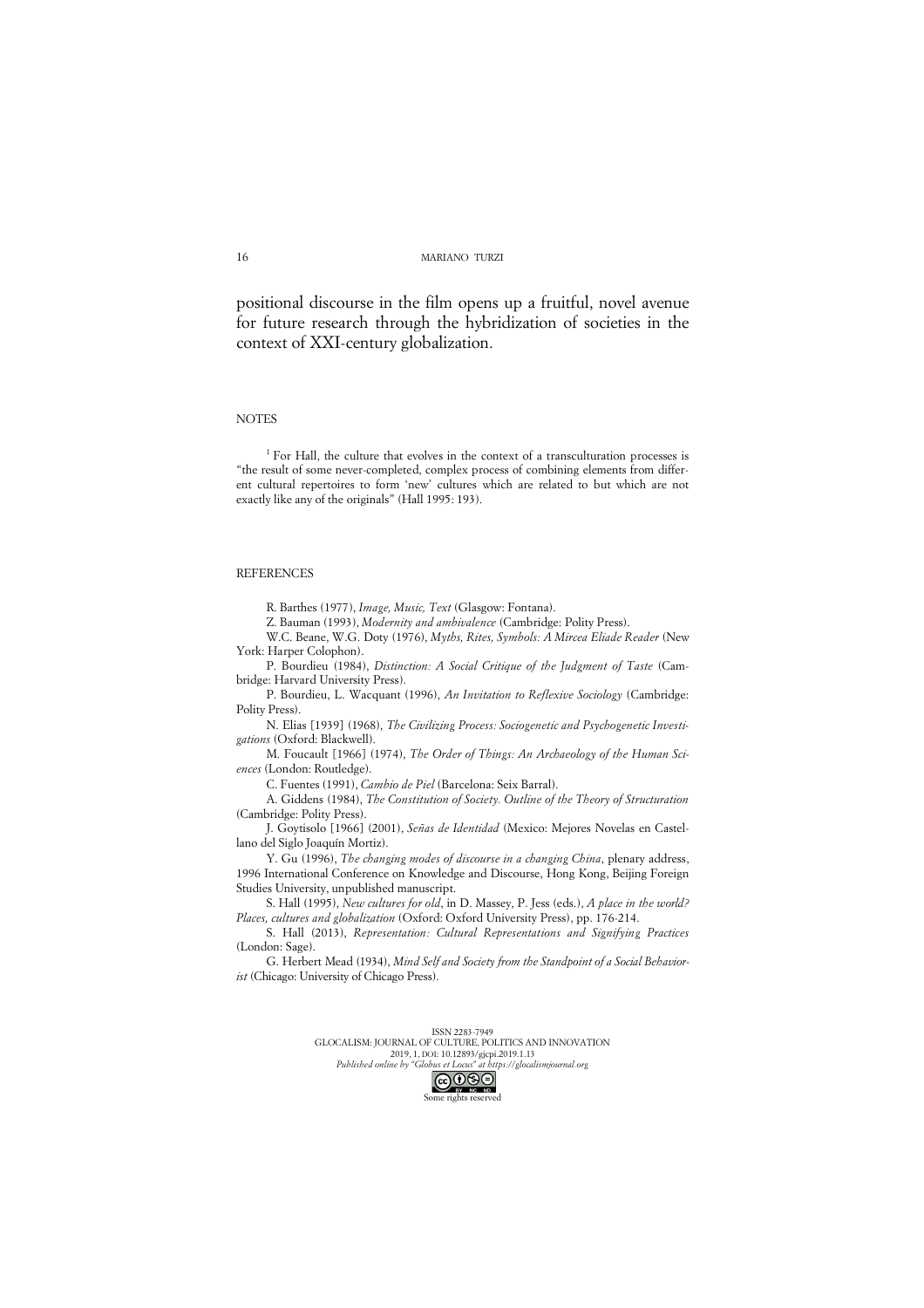positional discourse in the film opens up a fruitful, novel avenue for future research through the hybridization of societies in the context of XXI-century globalization.

## NOTES

[1] For Hall, the culture that evolves in the context of a transculturation processes is "the result of some never-completed, complex process of combining elements from different cultural repertoires to form 'new' cultures which are related to but which are not exactly like any of the originals" (Hall 1995: 193).

## REFERENCES

R. Barthes (1977), *Image, Music, Text* (Glasgow: Fontana).

Z. Bauman (1993), *Modernity and ambivalence* (Cambridge: Polity Press).

W.C. Beane, W.G. Doty (1976), *Myths, Rites, Symbols: A Mircea Eliade Reader* (New York: Harper Colophon).

P. Bourdieu (1984), *Distinction: A Social Critique of the Judgment of Taste* (Cambridge: Harvard University Press).

P. Bourdieu, L. Wacquant (1996), *An Invitation to Reflexive Sociology* (Cambridge: Polity Press).

N. Elias [1939] (1968), *The Civilizing Process: Sociogenetic and Psychogenetic Investigations* (Oxford: Blackwell).

M. Foucault [1966] (1974), *The Order of Things: An Archaeology of the Human Sciences* (London: Routledge).

C. Fuentes (1991), *Cambio de Piel* (Barcelona: Seix Barral).

A. Giddens (1984), *The Constitution of Society. Outline of the Theory of Structuration* (Cambridge: Polity Press).

J. Goytisolo [1966] (2001), *Señas de Identidad* (Mexico: Mejores Novelas en Castellano del Siglo Joaquín Mortiz).

Y. Gu (1996), *The changing modes of discourse in a changing China*, plenary address, 1996 International Conference on Knowledge and Discourse, Hong Kong, Beijing Foreign Studies University, unpublished manuscript.

S. Hall (1995), *New cultures for old*, in D. Massey, P. Jess (eds.), *A place in the world? Places, cultures and globalization* (Oxford: Oxford University Press), pp. 176-214.

S. Hall (2013), *Representation: Cultural Representations and Signifying Practices* (London: Sage).

G. Herbert Mead (1934), *Mind Self and Society from the Standpoint of a Social Behaviorist* (Chicago: University of Chicago Press).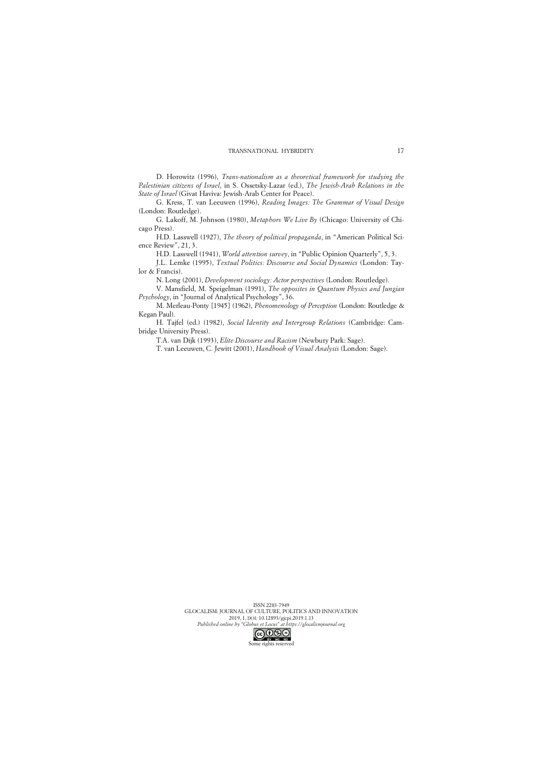D. Horowitz (1996), *Trans-nationalism as a theoretical framework for studying the Palestinian citizens of Israel*, in S. Ossetsky-Lazar (ed.), *The Jewish-Arab Relations in the State of Israel* (Givat Haviva: Jewish-Arab Center for Peace).

G. Kress, T. van Leeuwen (1996), *Reading Images: The Grammar of Visual Design* (London: Routledge).

G. Lakoff, M. Johnson (1980), *Metaphors We Live By* (Chicago: University of Chicago Press).

H.D. Lasswell (1927), *The theory of political propaganda*, in "American Political Science Review", 21, 3.

H.D. Lasswell (1941), *World attention survey*, in "Public Opinion Quarterly", 5, 3.

J.L. Lemke (1995), *Textual Politics: Discourse and Social Dynamics* (London: Taylor & Francis).

N. Long (2001), *Development sociology: Actor perspectives* (London: Routledge).

V. Mansfield, M. Speigelman (1991), *The opposites in Quantum Physics and Jungian Psychology*, in "Journal of Analytical Psychology", 36.

M. Merleau-Ponty [1945] (1962), *Phenomenology of Perception* (London: Routledge & Kegan Paul).

H. Tajfel (ed.) (1982), *Social Identity and Intergroup Relations* (Cambridge: Cambridge University Press).

T.A. van Dijk (1993), *Elite Discourse and Racism* (Newbury Park: Sage).

T. van Leeuwen, C. Jewitt (2001), *Handbook of Visual Analysis* (London: Sage).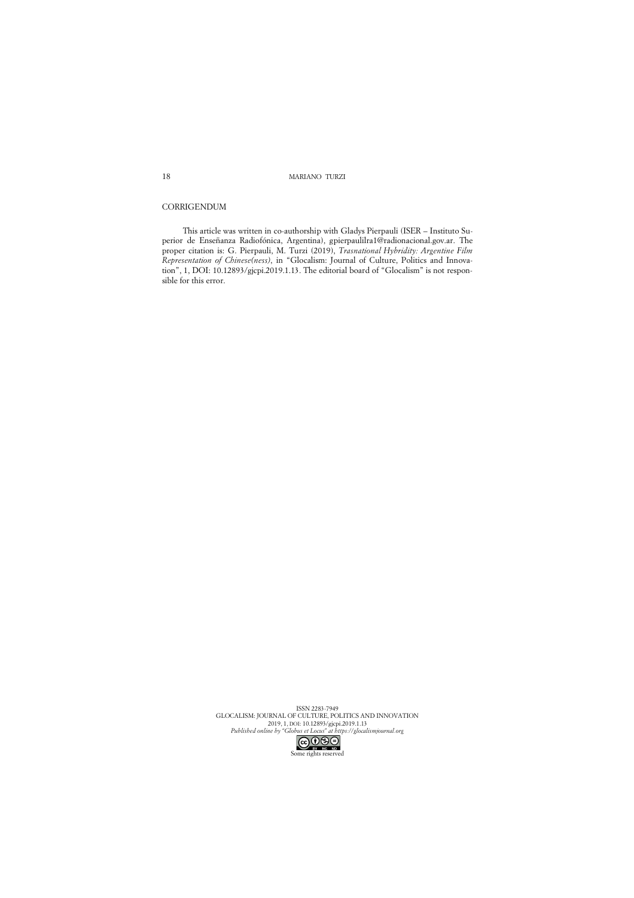## CORRIGENDUM

This article was written in co-authorship with Gladys Pierpauli (ISER – Instituto Superior de Enseñanza Radiofónica, Argentina), gpierpaulilra1@radionacional.gov.ar. The proper citation is: G. Pierpauli, M. Turzi (2019), *Trasnational Hybridity: Argentine Film Representation of Chinese(ness)*, in "Glocalism: Journal of Culture, Politics and Innovation", 1, DOI: 10.12893/gjcpi.2019.1.13. The editorial board of "Glocalism" is not responsible for this error.